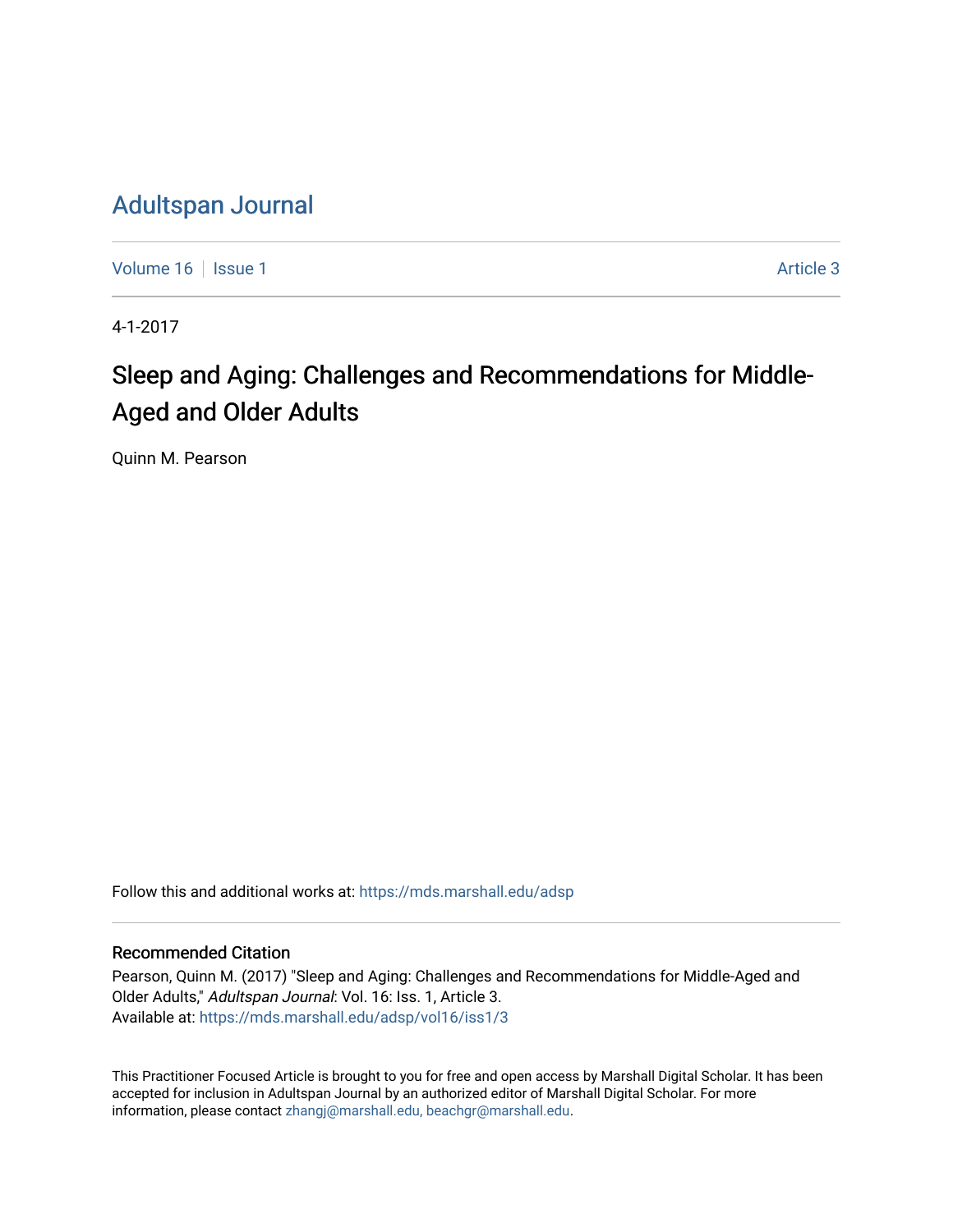# Adultspan Journal

Volume 16 | Issue 1 | Article 3

4-1-2017

## Sleep and Aging: Challenges and Recommendations for Middle-Aged and Older Adults

Quinn M. Pearson

Follow this and additional works at: https://mds.marshall.edu/adsp

### Recommended Citation

Pearson, Quinn M. (2017) "Sleep and Aging: Challenges and Recommendations for Middle-Aged and Older Adults," *Adultspan Journal*: Vol. 16: Iss. 1, Article 3.
Available at: https://mds.marshall.edu/adsp/vol16/iss1/3

This Practitioner Focused Article is brought to you for free and open access by Marshall Digital Scholar. It has been accepted for inclusion in Adultspan Journal by an authorized editor of Marshall Digital Scholar. For more information, please contact zhangj@marshall.edu, beachgr@marshall.edu.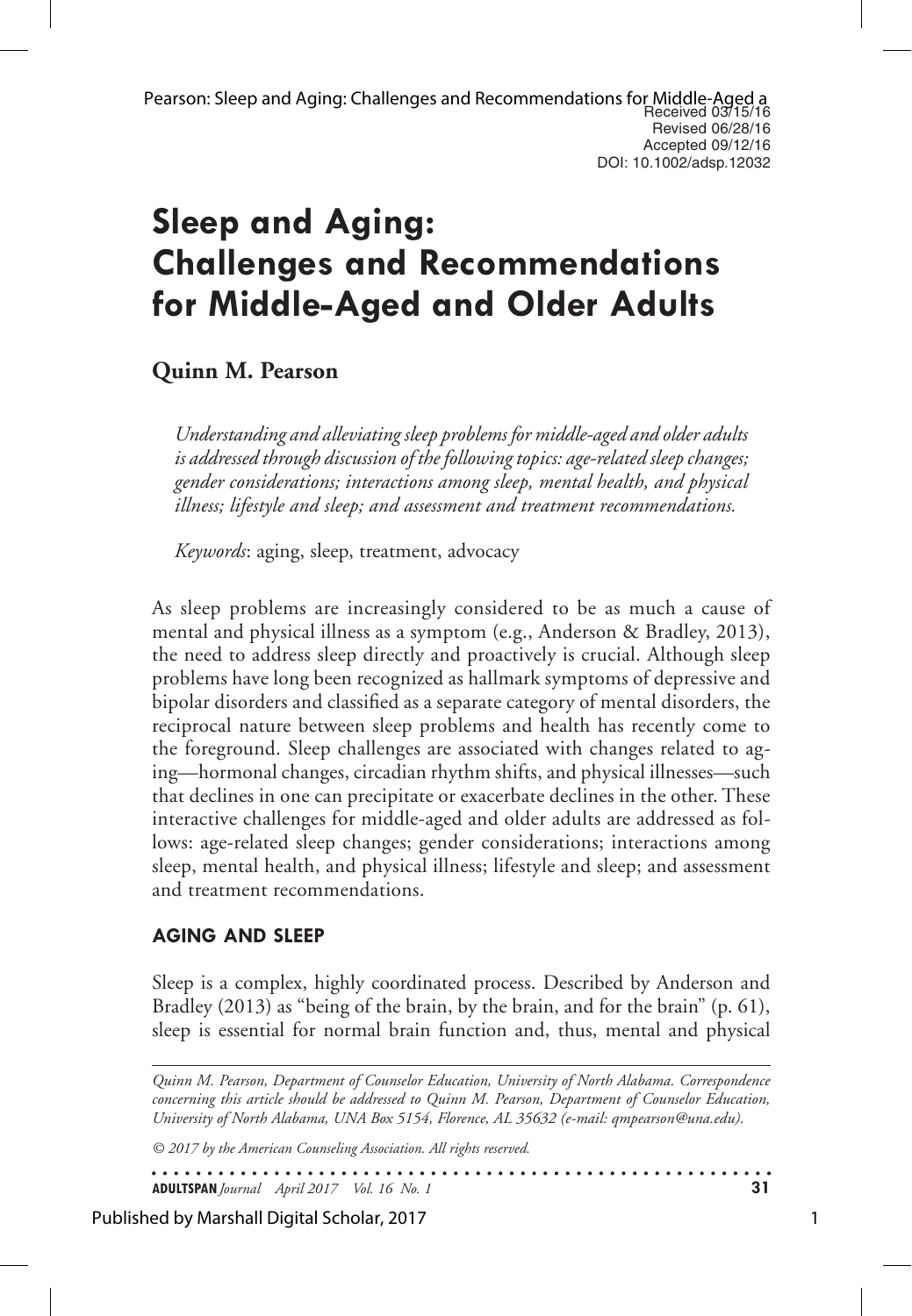Received 03/15/16
Revised 06/28/16
Accepted 09/12/16
DOI: 10.1002/adsp.12032

# Sleep and Aging: Challenges and Recommendations for Middle-Aged and Older Adults

**Quinn M. Pearson**

*Understanding and alleviating sleep problems for middle-aged and older adults is addressed through discussion of the following topics: age-related sleep changes; gender considerations; interactions among sleep, mental health, and physical illness; lifestyle and sleep; and assessment and treatment recommendations.*

*Keywords*: aging, sleep, treatment, advocacy

As sleep problems are increasingly considered to be as much a cause of mental and physical illness as a symptom (e.g., Anderson & Bradley, 2013), the need to address sleep directly and proactively is crucial. Although sleep problems have long been recognized as hallmark symptoms of depressive and bipolar disorders and classified as a separate category of mental disorders, the reciprocal nature between sleep problems and health has recently come to the foreground. Sleep challenges are associated with changes related to aging—hormonal changes, circadian rhythm shifts, and physical illnesses—such that declines in one can precipitate or exacerbate declines in the other. These interactive challenges for middle-aged and older adults are addressed as follows: age-related sleep changes; gender considerations; interactions among sleep, mental health, and physical illness; lifestyle and sleep; and assessment and treatment recommendations.

## AGING AND SLEEP

Sleep is a complex, highly coordinated process. Described by Anderson and Bradley (2013) as "being of the brain, by the brain, and for the brain" (p. 61), sleep is essential for normal brain function and, thus, mental and physical

*Quinn M. Pearson, Department of Counselor Education, University of North Alabama. Correspondence concerning this article should be addressed to Quinn M. Pearson, Department of Counselor Education, University of North Alabama, UNA Box 5154, Florence, AL 35632 (e-mail: qmpearson@una.edu).*

*© 2017 by the American Counseling Association. All rights reserved.*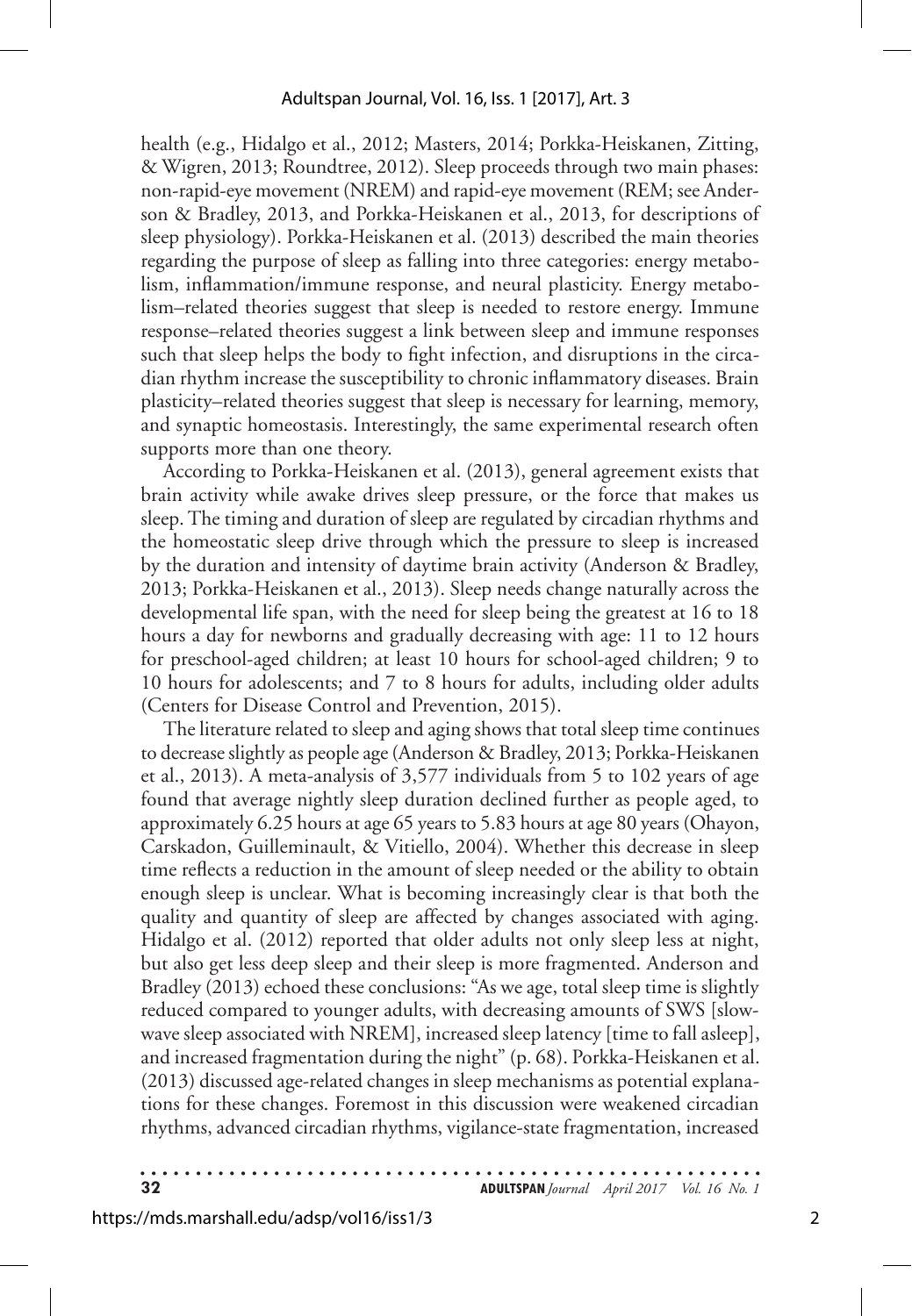health (e.g., Hidalgo et al., 2012; Masters, 2014; Porkka-Heiskanen, Zitting, & Wigren, 2013; Roundtree, 2012). Sleep proceeds through two main phases: non-rapid-eye movement (NREM) and rapid-eye movement (REM; see Anderson & Bradley, 2013, and Porkka-Heiskanen et al., 2013, for descriptions of sleep physiology). Porkka-Heiskanen et al. (2013) described the main theories regarding the purpose of sleep as falling into three categories: energy metabolism, inflammation/immune response, and neural plasticity. Energy metabolism–related theories suggest that sleep is needed to restore energy. Immune response–related theories suggest a link between sleep and immune responses such that sleep helps the body to fight infection, and disruptions in the circadian rhythm increase the susceptibility to chronic inflammatory diseases. Brain plasticity–related theories suggest that sleep is necessary for learning, memory, and synaptic homeostasis. Interestingly, the same experimental research often supports more than one theory.

According to Porkka-Heiskanen et al. (2013), general agreement exists that brain activity while awake drives sleep pressure, or the force that makes us sleep. The timing and duration of sleep are regulated by circadian rhythms and the homeostatic sleep drive through which the pressure to sleep is increased by the duration and intensity of daytime brain activity (Anderson & Bradley, 2013; Porkka-Heiskanen et al., 2013). Sleep needs change naturally across the developmental life span, with the need for sleep being the greatest at 16 to 18 hours a day for newborns and gradually decreasing with age: 11 to 12 hours for preschool-aged children; at least 10 hours for school-aged children; 9 to 10 hours for adolescents; and 7 to 8 hours for adults, including older adults (Centers for Disease Control and Prevention, 2015).

The literature related to sleep and aging shows that total sleep time continues to decrease slightly as people age (Anderson & Bradley, 2013; Porkka-Heiskanen et al., 2013). A meta-analysis of 3,577 individuals from 5 to 102 years of age found that average nightly sleep duration declined further as people aged, to approximately 6.25 hours at age 65 years to 5.83 hours at age 80 years (Ohayon, Carskadon, Guilleminault, & Vitiello, 2004). Whether this decrease in sleep time reflects a reduction in the amount of sleep needed or the ability to obtain enough sleep is unclear. What is becoming increasingly clear is that both the quality and quantity of sleep are affected by changes associated with aging. Hidalgo et al. (2012) reported that older adults not only sleep less at night, but also get less deep sleep and their sleep is more fragmented. Anderson and Bradley (2013) echoed these conclusions: "As we age, total sleep time is slightly reduced compared to younger adults, with decreasing amounts of SWS [slow-wave sleep associated with NREM], increased sleep latency [time to fall asleep], and increased fragmentation during the night" (p. 68). Porkka-Heiskanen et al. (2013) discussed age-related changes in sleep mechanisms as potential explanations for these changes. Foremost in this discussion were weakened circadian rhythms, advanced circadian rhythms, vigilance-state fragmentation, increased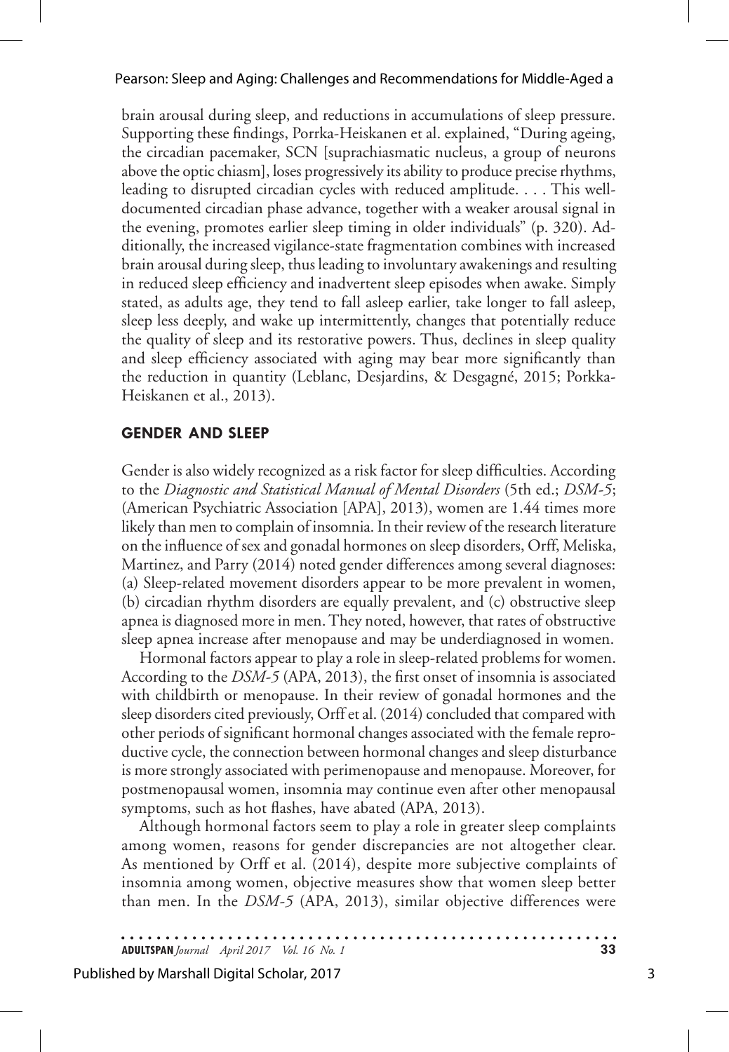brain arousal during sleep, and reductions in accumulations of sleep pressure. Supporting these findings, Porrka-Heiskanen et al. explained, "During ageing, the circadian pacemaker, SCN [suprachiasmatic nucleus, a group of neurons above the optic chiasm], loses progressively its ability to produce precise rhythms, leading to disrupted circadian cycles with reduced amplitude. . . . This well-documented circadian phase advance, together with a weaker arousal signal in the evening, promotes earlier sleep timing in older individuals" (p. 320). Additionally, the increased vigilance-state fragmentation combines with increased brain arousal during sleep, thus leading to involuntary awakenings and resulting in reduced sleep efficiency and inadvertent sleep episodes when awake. Simply stated, as adults age, they tend to fall asleep earlier, take longer to fall asleep, sleep less deeply, and wake up intermittently, changes that potentially reduce the quality of sleep and its restorative powers. Thus, declines in sleep quality and sleep efficiency associated with aging may bear more significantly than the reduction in quantity (Leblanc, Desjardins, & Desgagné, 2015; Porkka-Heiskanen et al., 2013).

## GENDER AND SLEEP

Gender is also widely recognized as a risk factor for sleep difficulties. According to the *Diagnostic and Statistical Manual of Mental Disorders* (5th ed.; *DSM-5*; (American Psychiatric Association [APA], 2013), women are 1.44 times more likely than men to complain of insomnia. In their review of the research literature on the influence of sex and gonadal hormones on sleep disorders, Orff, Meliska, Martinez, and Parry (2014) noted gender differences among several diagnoses: (a) Sleep-related movement disorders appear to be more prevalent in women, (b) circadian rhythm disorders are equally prevalent, and (c) obstructive sleep apnea is diagnosed more in men. They noted, however, that rates of obstructive sleep apnea increase after menopause and may be underdiagnosed in women.

Hormonal factors appear to play a role in sleep-related problems for women. According to the *DSM-5* (APA, 2013), the first onset of insomnia is associated with childbirth or menopause. In their review of gonadal hormones and the sleep disorders cited previously, Orff et al. (2014) concluded that compared with other periods of significant hormonal changes associated with the female reproductive cycle, the connection between hormonal changes and sleep disturbance is more strongly associated with perimenopause and menopause. Moreover, for postmenopausal women, insomnia may continue even after other menopausal symptoms, such as hot flashes, have abated (APA, 2013).

Although hormonal factors seem to play a role in greater sleep complaints among women, reasons for gender discrepancies are not altogether clear. As mentioned by Orff et al. (2014), despite more subjective complaints of insomnia among women, objective measures show that women sleep better than men. In the *DSM-5* (APA, 2013), similar objective differences were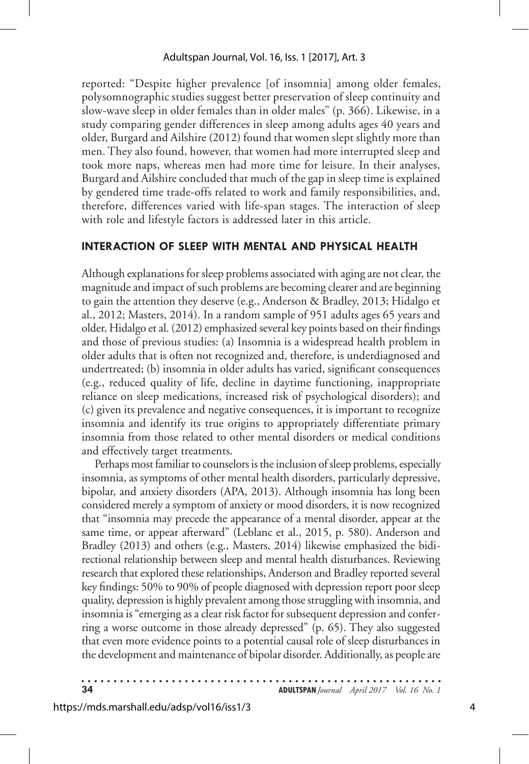reported: "Despite higher prevalence [of insomnia] among older females, polysomnographic studies suggest better preservation of sleep continuity and slow-wave sleep in older females than in older males" (p. 366). Likewise, in a study comparing gender differences in sleep among adults ages 40 years and older, Burgard and Ailshire (2012) found that women slept slightly more than men. They also found, however, that women had more interrupted sleep and took more naps, whereas men had more time for leisure. In their analyses, Burgard and Ailshire concluded that much of the gap in sleep time is explained by gendered time trade-offs related to work and family responsibilities, and, therefore, differences varied with life-span stages. The interaction of sleep with role and lifestyle factors is addressed later in this article.

## INTERACTION OF SLEEP WITH MENTAL AND PHYSICAL HEALTH

Although explanations for sleep problems associated with aging are not clear, the magnitude and impact of such problems are becoming clearer and are beginning to gain the attention they deserve (e.g., Anderson & Bradley, 2013; Hidalgo et al., 2012; Masters, 2014). In a random sample of 951 adults ages 65 years and older, Hidalgo et al. (2012) emphasized several key points based on their findings and those of previous studies: (a) Insomnia is a widespread health problem in older adults that is often not recognized and, therefore, is underdiagnosed and undertreated; (b) insomnia in older adults has varied, significant consequences (e.g., reduced quality of life, decline in daytime functioning, inappropriate reliance on sleep medications, increased risk of psychological disorders); and (c) given its prevalence and negative consequences, it is important to recognize insomnia and identify its true origins to appropriately differentiate primary insomnia from those related to other mental disorders or medical conditions and effectively target treatments.

Perhaps most familiar to counselors is the inclusion of sleep problems, especially insomnia, as symptoms of other mental health disorders, particularly depressive, bipolar, and anxiety disorders (APA, 2013). Although insomnia has long been considered merely a symptom of anxiety or mood disorders, it is now recognized that "insomnia may precede the appearance of a mental disorder, appear at the same time, or appear afterward" (Leblanc et al., 2015, p. 580). Anderson and Bradley (2013) and others (e.g., Masters, 2014) likewise emphasized the bidirectional relationship between sleep and mental health disturbances. Reviewing research that explored these relationships, Anderson and Bradley reported several key findings: 50% to 90% of people diagnosed with depression report poor sleep quality, depression is highly prevalent among those struggling with insomnia, and insomnia is "emerging as a clear risk factor for subsequent depression and conferring a worse outcome in those already depressed" (p. 65). They also suggested that even more evidence points to a potential causal role of sleep disturbances in the development and maintenance of bipolar disorder. Additionally, as people are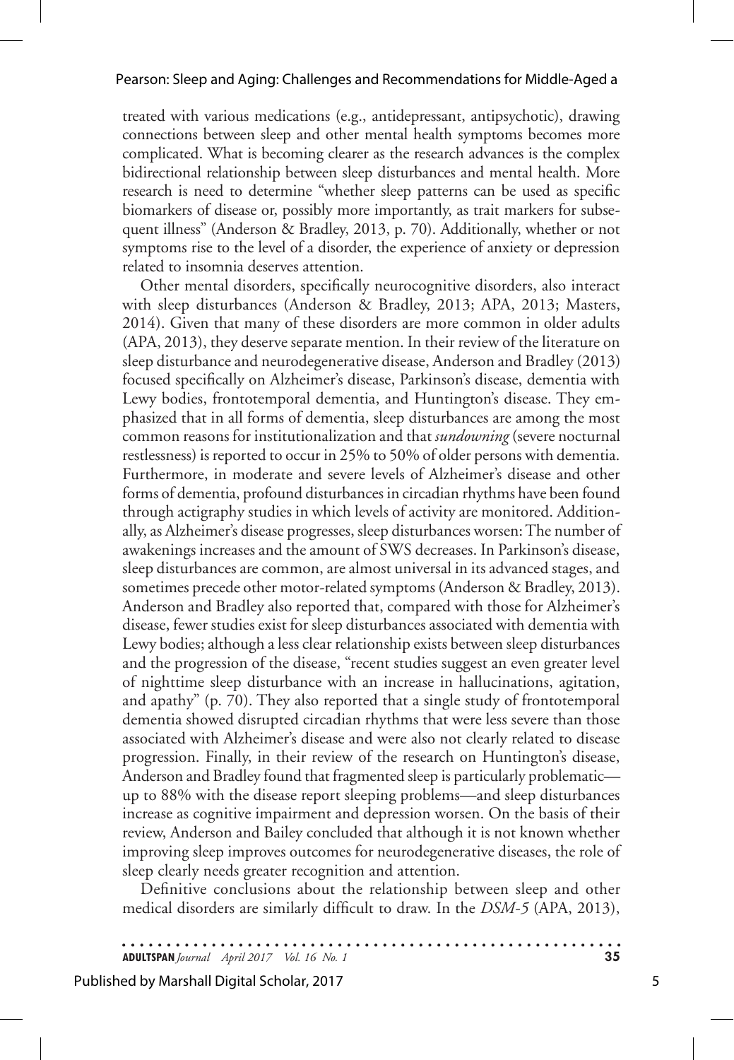treated with various medications (e.g., antidepressant, antipsychotic), drawing connections between sleep and other mental health symptoms becomes more complicated. What is becoming clearer as the research advances is the complex bidirectional relationship between sleep disturbances and mental health. More research is need to determine "whether sleep patterns can be used as specific biomarkers of disease or, possibly more importantly, as trait markers for subsequent illness" (Anderson & Bradley, 2013, p. 70). Additionally, whether or not symptoms rise to the level of a disorder, the experience of anxiety or depression related to insomnia deserves attention.

Other mental disorders, specifically neurocognitive disorders, also interact with sleep disturbances (Anderson & Bradley, 2013; APA, 2013; Masters, 2014). Given that many of these disorders are more common in older adults (APA, 2013), they deserve separate mention. In their review of the literature on sleep disturbance and neurodegenerative disease, Anderson and Bradley (2013) focused specifically on Alzheimer's disease, Parkinson's disease, dementia with Lewy bodies, frontotemporal dementia, and Huntington's disease. They emphasized that in all forms of dementia, sleep disturbances are among the most common reasons for institutionalization and that *sundowning* (severe nocturnal restlessness) is reported to occur in 25% to 50% of older persons with dementia. Furthermore, in moderate and severe levels of Alzheimer's disease and other forms of dementia, profound disturbances in circadian rhythms have been found through actigraphy studies in which levels of activity are monitored. Additionally, as Alzheimer's disease progresses, sleep disturbances worsen: The number of awakenings increases and the amount of SWS decreases. In Parkinson's disease, sleep disturbances are common, are almost universal in its advanced stages, and sometimes precede other motor-related symptoms (Anderson & Bradley, 2013). Anderson and Bradley also reported that, compared with those for Alzheimer's disease, fewer studies exist for sleep disturbances associated with dementia with Lewy bodies; although a less clear relationship exists between sleep disturbances and the progression of the disease, "recent studies suggest an even greater level of nighttime sleep disturbance with an increase in hallucinations, agitation, and apathy" (p. 70). They also reported that a single study of frontotemporal dementia showed disrupted circadian rhythms that were less severe than those associated with Alzheimer's disease and were also not clearly related to disease progression. Finally, in their review of the research on Huntington's disease, Anderson and Bradley found that fragmented sleep is particularly problematic—up to 88% with the disease report sleeping problems—and sleep disturbances increase as cognitive impairment and depression worsen. On the basis of their review, Anderson and Bailey concluded that although it is not known whether improving sleep improves outcomes for neurodegenerative diseases, the role of sleep clearly needs greater recognition and attention.

Definitive conclusions about the relationship between sleep and other medical disorders are similarly difficult to draw. In the *DSM-5* (APA, 2013),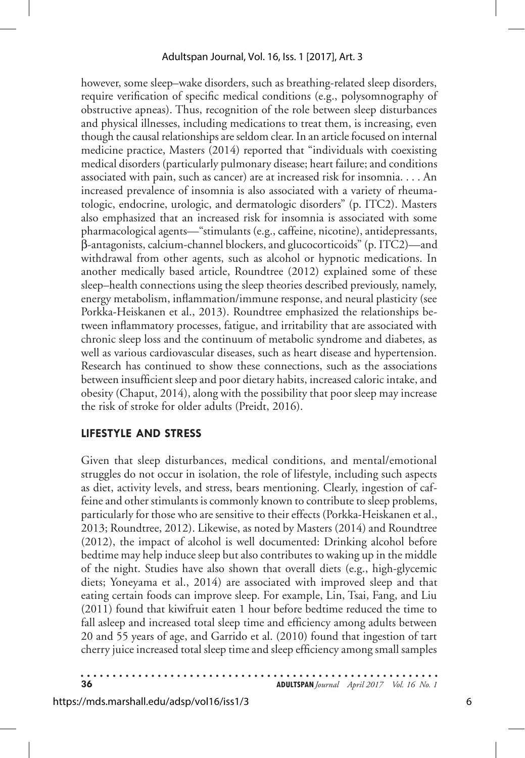however, some sleep–wake disorders, such as breathing-related sleep disorders, require verification of specific medical conditions (e.g., polysomnography of obstructive apneas). Thus, recognition of the role between sleep disturbances and physical illnesses, including medications to treat them, is increasing, even though the causal relationships are seldom clear. In an article focused on internal medicine practice, Masters (2014) reported that "individuals with coexisting medical disorders (particularly pulmonary disease; heart failure; and conditions associated with pain, such as cancer) are at increased risk for insomnia. . . . An increased prevalence of insomnia is also associated with a variety of rheumatologic, endocrine, urologic, and dermatologic disorders" (p. ITC2). Masters also emphasized that an increased risk for insomnia is associated with some pharmacological agents—"stimulants (e.g., caffeine, nicotine), antidepressants, β-antagonists, calcium-channel blockers, and glucocorticoids" (p. ITC2)—and withdrawal from other agents, such as alcohol or hypnotic medications. In another medically based article, Roundtree (2012) explained some of these sleep–health connections using the sleep theories described previously, namely, energy metabolism, inflammation/immune response, and neural plasticity (see Porkka-Heiskanen et al., 2013). Roundtree emphasized the relationships between inflammatory processes, fatigue, and irritability that are associated with chronic sleep loss and the continuum of metabolic syndrome and diabetes, as well as various cardiovascular diseases, such as heart disease and hypertension. Research has continued to show these connections, such as the associations between insufficient sleep and poor dietary habits, increased caloric intake, and obesity (Chaput, 2014), along with the possibility that poor sleep may increase the risk of stroke for older adults (Preidt, 2016).

## LIFESTYLE AND STRESS

Given that sleep disturbances, medical conditions, and mental/emotional struggles do not occur in isolation, the role of lifestyle, including such aspects as diet, activity levels, and stress, bears mentioning. Clearly, ingestion of caffeine and other stimulants is commonly known to contribute to sleep problems, particularly for those who are sensitive to their effects (Porkka-Heiskanen et al., 2013; Roundtree, 2012). Likewise, as noted by Masters (2014) and Roundtree (2012), the impact of alcohol is well documented: Drinking alcohol before bedtime may help induce sleep but also contributes to waking up in the middle of the night. Studies have also shown that overall diets (e.g., high-glycemic diets; Yoneyama et al., 2014) are associated with improved sleep and that eating certain foods can improve sleep. For example, Lin, Tsai, Fang, and Liu (2011) found that kiwifruit eaten 1 hour before bedtime reduced the time to fall asleep and increased total sleep time and efficiency among adults between 20 and 55 years of age, and Garrido et al. (2010) found that ingestion of tart cherry juice increased total sleep time and sleep efficiency among small samples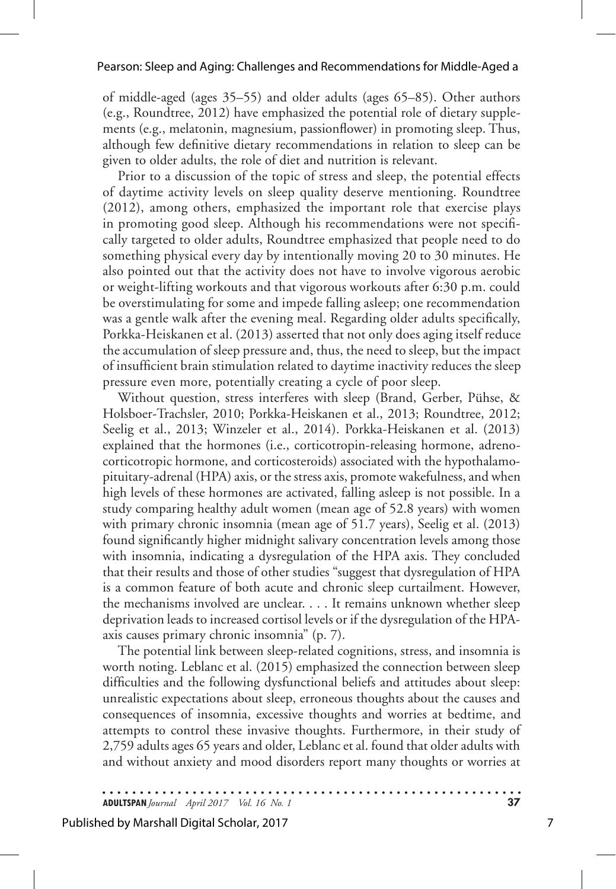of middle-aged (ages 35–55) and older adults (ages 65–85). Other authors (e.g., Roundtree, 2012) have emphasized the potential role of dietary supplements (e.g., melatonin, magnesium, passionflower) in promoting sleep. Thus, although few definitive dietary recommendations in relation to sleep can be given to older adults, the role of diet and nutrition is relevant.

Prior to a discussion of the topic of stress and sleep, the potential effects of daytime activity levels on sleep quality deserve mentioning. Roundtree (2012), among others, emphasized the important role that exercise plays in promoting good sleep. Although his recommendations were not specifically targeted to older adults, Roundtree emphasized that people need to do something physical every day by intentionally moving 20 to 30 minutes. He also pointed out that the activity does not have to involve vigorous aerobic or weight-lifting workouts and that vigorous workouts after 6:30 p.m. could be overstimulating for some and impede falling asleep; one recommendation was a gentle walk after the evening meal. Regarding older adults specifically, Porkka-Heiskanen et al. (2013) asserted that not only does aging itself reduce the accumulation of sleep pressure and, thus, the need to sleep, but the impact of insufficient brain stimulation related to daytime inactivity reduces the sleep pressure even more, potentially creating a cycle of poor sleep.

Without question, stress interferes with sleep (Brand, Gerber, Pühse, & Holsboer-Trachsler, 2010; Porkka-Heiskanen et al., 2013; Roundtree, 2012; Seelig et al., 2013; Winzeler et al., 2014). Porkka-Heiskanen et al. (2013) explained that the hormones (i.e., corticotropin-releasing hormone, adrenocorticotropic hormone, and corticosteroids) associated with the hypothalamo-pituitary-adrenal (HPA) axis, or the stress axis, promote wakefulness, and when high levels of these hormones are activated, falling asleep is not possible. In a study comparing healthy adult women (mean age of 52.8 years) with women with primary chronic insomnia (mean age of 51.7 years), Seelig et al. (2013) found significantly higher midnight salivary concentration levels among those with insomnia, indicating a dysregulation of the HPA axis. They concluded that their results and those of other studies "suggest that dysregulation of HPA is a common feature of both acute and chronic sleep curtailment. However, the mechanisms involved are unclear. . . . It remains unknown whether sleep deprivation leads to increased cortisol levels or if the dysregulation of the HPA-axis causes primary chronic insomnia" (p. 7).

The potential link between sleep-related cognitions, stress, and insomnia is worth noting. Leblanc et al. (2015) emphasized the connection between sleep difficulties and the following dysfunctional beliefs and attitudes about sleep: unrealistic expectations about sleep, erroneous thoughts about the causes and consequences of insomnia, excessive thoughts and worries at bedtime, and attempts to control these invasive thoughts. Furthermore, in their study of 2,759 adults ages 65 years and older, Leblanc et al. found that older adults with and without anxiety and mood disorders report many thoughts or worries at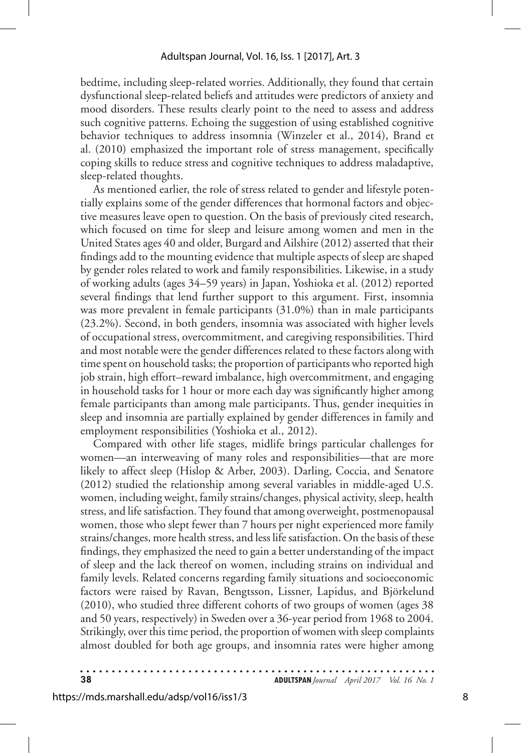bedtime, including sleep-related worries. Additionally, they found that certain dysfunctional sleep-related beliefs and attitudes were predictors of anxiety and mood disorders. These results clearly point to the need to assess and address such cognitive patterns. Echoing the suggestion of using established cognitive behavior techniques to address insomnia (Winzeler et al., 2014), Brand et al. (2010) emphasized the important role of stress management, specifically coping skills to reduce stress and cognitive techniques to address maladaptive, sleep-related thoughts.

As mentioned earlier, the role of stress related to gender and lifestyle potentially explains some of the gender differences that hormonal factors and objective measures leave open to question. On the basis of previously cited research, which focused on time for sleep and leisure among women and men in the United States ages 40 and older, Burgard and Ailshire (2012) asserted that their findings add to the mounting evidence that multiple aspects of sleep are shaped by gender roles related to work and family responsibilities. Likewise, in a study of working adults (ages 34–59 years) in Japan, Yoshioka et al. (2012) reported several findings that lend further support to this argument. First, insomnia was more prevalent in female participants (31.0%) than in male participants (23.2%). Second, in both genders, insomnia was associated with higher levels of occupational stress, overcommitment, and caregiving responsibilities. Third and most notable were the gender differences related to these factors along with time spent on household tasks; the proportion of participants who reported high job strain, high effort–reward imbalance, high overcommitment, and engaging in household tasks for 1 hour or more each day was significantly higher among female participants than among male participants. Thus, gender inequities in sleep and insomnia are partially explained by gender differences in family and employment responsibilities (Yoshioka et al., 2012).

Compared with other life stages, midlife brings particular challenges for women—an interweaving of many roles and responsibilities—that are more likely to affect sleep (Hislop & Arber, 2003). Darling, Coccia, and Senatore (2012) studied the relationship among several variables in middle-aged U.S. women, including weight, family strains/changes, physical activity, sleep, health stress, and life satisfaction. They found that among overweight, postmenopausal women, those who slept fewer than 7 hours per night experienced more family strains/changes, more health stress, and less life satisfaction. On the basis of these findings, they emphasized the need to gain a better understanding of the impact of sleep and the lack thereof on women, including strains on individual and family levels. Related concerns regarding family situations and socioeconomic factors were raised by Ravan, Bengtsson, Lissner, Lapidus, and Björkelund (2010), who studied three different cohorts of two groups of women (ages 38 and 50 years, respectively) in Sweden over a 36-year period from 1968 to 2004. Strikingly, over this time period, the proportion of women with sleep complaints almost doubled for both age groups, and insomnia rates were higher among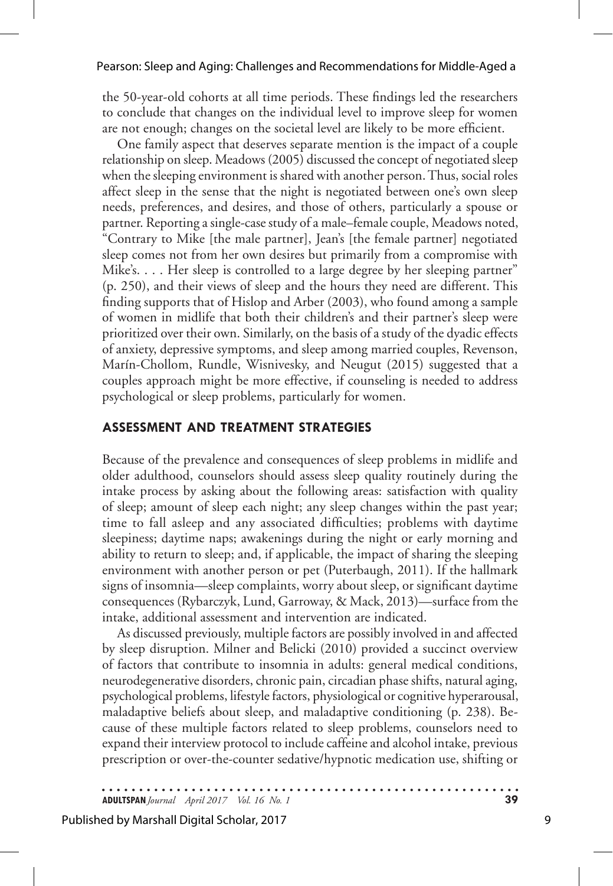the 50-year-old cohorts at all time periods. These findings led the researchers to conclude that changes on the individual level to improve sleep for women are not enough; changes on the societal level are likely to be more efficient.

One family aspect that deserves separate mention is the impact of a couple relationship on sleep. Meadows (2005) discussed the concept of negotiated sleep when the sleeping environment is shared with another person. Thus, social roles affect sleep in the sense that the night is negotiated between one's own sleep needs, preferences, and desires, and those of others, particularly a spouse or partner. Reporting a single-case study of a male–female couple, Meadows noted, "Contrary to Mike [the male partner], Jean's [the female partner] negotiated sleep comes not from her own desires but primarily from a compromise with Mike's. . . . Her sleep is controlled to a large degree by her sleeping partner" (p. 250), and their views of sleep and the hours they need are different. This finding supports that of Hislop and Arber (2003), who found among a sample of women in midlife that both their children's and their partner's sleep were prioritized over their own. Similarly, on the basis of a study of the dyadic effects of anxiety, depressive symptoms, and sleep among married couples, Revenson, Marín-Chollom, Rundle, Wisnivesky, and Neugut (2015) suggested that a couples approach might be more effective, if counseling is needed to address psychological or sleep problems, particularly for women.

## ASSESSMENT AND TREATMENT STRATEGIES

Because of the prevalence and consequences of sleep problems in midlife and older adulthood, counselors should assess sleep quality routinely during the intake process by asking about the following areas: satisfaction with quality of sleep; amount of sleep each night; any sleep changes within the past year; time to fall asleep and any associated difficulties; problems with daytime sleepiness; daytime naps; awakenings during the night or early morning and ability to return to sleep; and, if applicable, the impact of sharing the sleeping environment with another person or pet (Puterbaugh, 2011). If the hallmark signs of insomnia—sleep complaints, worry about sleep, or significant daytime consequences (Rybarczyk, Lund, Garroway, & Mack, 2013)—surface from the intake, additional assessment and intervention are indicated.

As discussed previously, multiple factors are possibly involved in and affected by sleep disruption. Milner and Belicki (2010) provided a succinct overview of factors that contribute to insomnia in adults: general medical conditions, neurodegenerative disorders, chronic pain, circadian phase shifts, natural aging, psychological problems, lifestyle factors, physiological or cognitive hyperarousal, maladaptive beliefs about sleep, and maladaptive conditioning (p. 238). Because of these multiple factors related to sleep problems, counselors need to expand their interview protocol to include caffeine and alcohol intake, previous prescription or over-the-counter sedative/hypnotic medication use, shifting or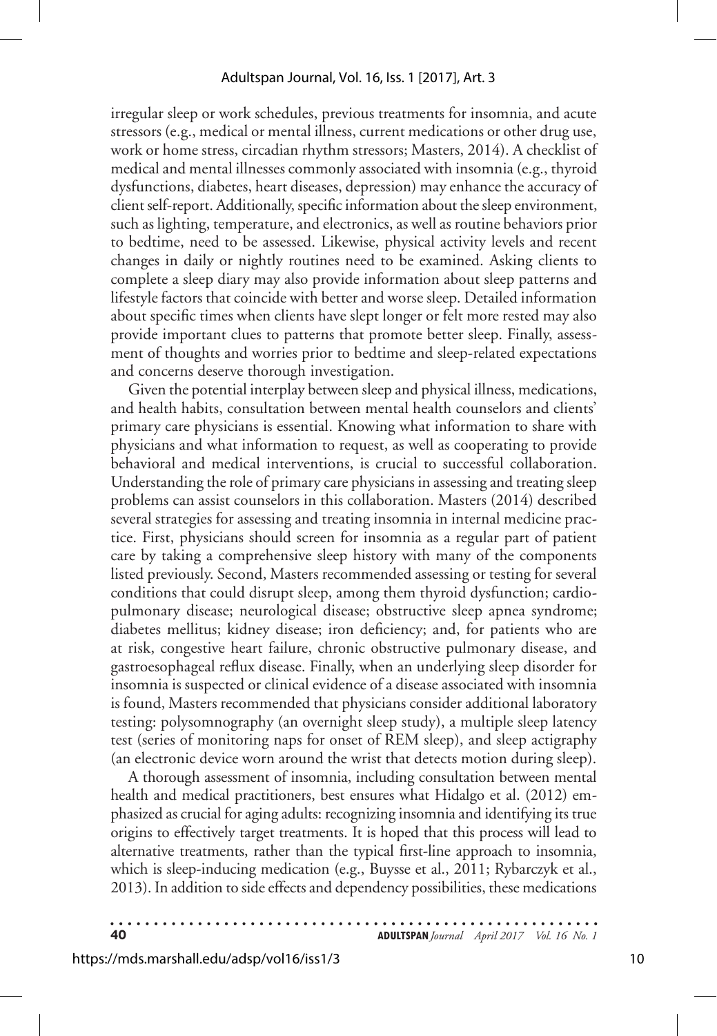irregular sleep or work schedules, previous treatments for insomnia, and acute stressors (e.g., medical or mental illness, current medications or other drug use, work or home stress, circadian rhythm stressors; Masters, 2014). A checklist of medical and mental illnesses commonly associated with insomnia (e.g., thyroid dysfunctions, diabetes, heart diseases, depression) may enhance the accuracy of client self-report. Additionally, specific information about the sleep environment, such as lighting, temperature, and electronics, as well as routine behaviors prior to bedtime, need to be assessed. Likewise, physical activity levels and recent changes in daily or nightly routines need to be examined. Asking clients to complete a sleep diary may also provide information about sleep patterns and lifestyle factors that coincide with better and worse sleep. Detailed information about specific times when clients have slept longer or felt more rested may also provide important clues to patterns that promote better sleep. Finally, assessment of thoughts and worries prior to bedtime and sleep-related expectations and concerns deserve thorough investigation.

Given the potential interplay between sleep and physical illness, medications, and health habits, consultation between mental health counselors and clients' primary care physicians is essential. Knowing what information to share with physicians and what information to request, as well as cooperating to provide behavioral and medical interventions, is crucial to successful collaboration. Understanding the role of primary care physicians in assessing and treating sleep problems can assist counselors in this collaboration. Masters (2014) described several strategies for assessing and treating insomnia in internal medicine practice. First, physicians should screen for insomnia as a regular part of patient care by taking a comprehensive sleep history with many of the components listed previously. Second, Masters recommended assessing or testing for several conditions that could disrupt sleep, among them thyroid dysfunction; cardiopulmonary disease; neurological disease; obstructive sleep apnea syndrome; diabetes mellitus; kidney disease; iron deficiency; and, for patients who are at risk, congestive heart failure, chronic obstructive pulmonary disease, and gastroesophageal reflux disease. Finally, when an underlying sleep disorder for insomnia is suspected or clinical evidence of a disease associated with insomnia is found, Masters recommended that physicians consider additional laboratory testing: polysomnography (an overnight sleep study), a multiple sleep latency test (series of monitoring naps for onset of REM sleep), and sleep actigraphy (an electronic device worn around the wrist that detects motion during sleep).

A thorough assessment of insomnia, including consultation between mental health and medical practitioners, best ensures what Hidalgo et al. (2012) emphasized as crucial for aging adults: recognizing insomnia and identifying its true origins to effectively target treatments. It is hoped that this process will lead to alternative treatments, rather than the typical first-line approach to insomnia, which is sleep-inducing medication (e.g., Buysse et al., 2011; Rybarczyk et al., 2013). In addition to side effects and dependency possibilities, these medications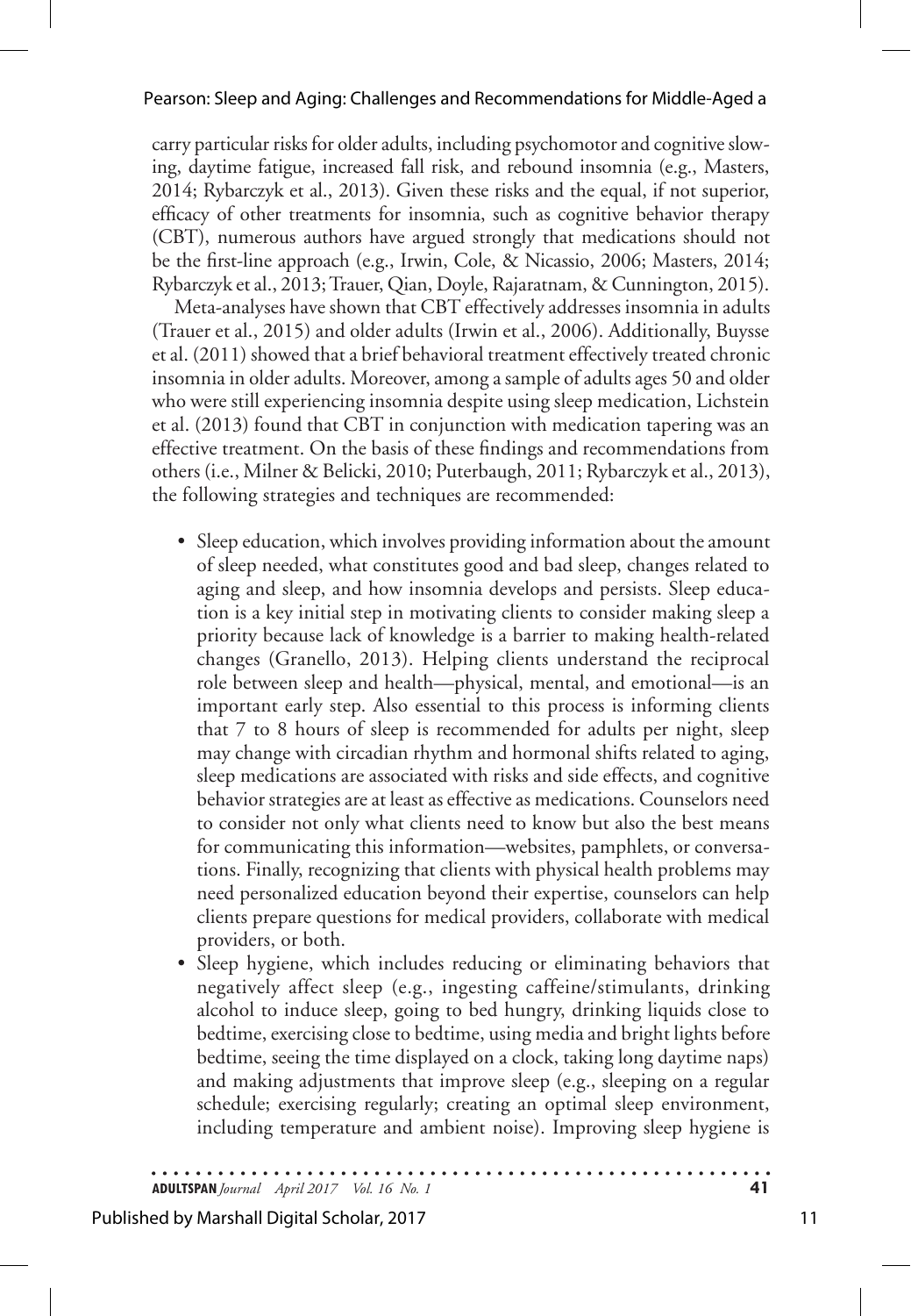carry particular risks for older adults, including psychomotor and cognitive slowing, daytime fatigue, increased fall risk, and rebound insomnia (e.g., Masters, 2014; Rybarczyk et al., 2013). Given these risks and the equal, if not superior, efficacy of other treatments for insomnia, such as cognitive behavior therapy (CBT), numerous authors have argued strongly that medications should not be the first-line approach (e.g., Irwin, Cole, & Nicassio, 2006; Masters, 2014; Rybarczyk et al., 2013; Trauer, Qian, Doyle, Rajaratnam, & Cunnington, 2015).

Meta-analyses have shown that CBT effectively addresses insomnia in adults (Trauer et al., 2015) and older adults (Irwin et al., 2006). Additionally, Buysse et al. (2011) showed that a brief behavioral treatment effectively treated chronic insomnia in older adults. Moreover, among a sample of adults ages 50 and older who were still experiencing insomnia despite using sleep medication, Lichstein et al. (2013) found that CBT in conjunction with medication tapering was an effective treatment. On the basis of these findings and recommendations from others (i.e., Milner & Belicki, 2010; Puterbaugh, 2011; Rybarczyk et al., 2013), the following strategies and techniques are recommended:

- Sleep education, which involves providing information about the amount of sleep needed, what constitutes good and bad sleep, changes related to aging and sleep, and how insomnia develops and persists. Sleep education is a key initial step in motivating clients to consider making sleep a priority because lack of knowledge is a barrier to making health-related changes (Granello, 2013). Helping clients understand the reciprocal role between sleep and health—physical, mental, and emotional—is an important early step. Also essential to this process is informing clients that 7 to 8 hours of sleep is recommended for adults per night, sleep may change with circadian rhythm and hormonal shifts related to aging, sleep medications are associated with risks and side effects, and cognitive behavior strategies are at least as effective as medications. Counselors need to consider not only what clients need to know but also the best means for communicating this information—websites, pamphlets, or conversations. Finally, recognizing that clients with physical health problems may need personalized education beyond their expertise, counselors can help clients prepare questions for medical providers, collaborate with medical providers, or both.
- Sleep hygiene, which includes reducing or eliminating behaviors that negatively affect sleep (e.g., ingesting caffeine/stimulants, drinking alcohol to induce sleep, going to bed hungry, drinking liquids close to bedtime, exercising close to bedtime, using media and bright lights before bedtime, seeing the time displayed on a clock, taking long daytime naps) and making adjustments that improve sleep (e.g., sleeping on a regular schedule; exercising regularly; creating an optimal sleep environment, including temperature and ambient noise). Improving sleep hygiene is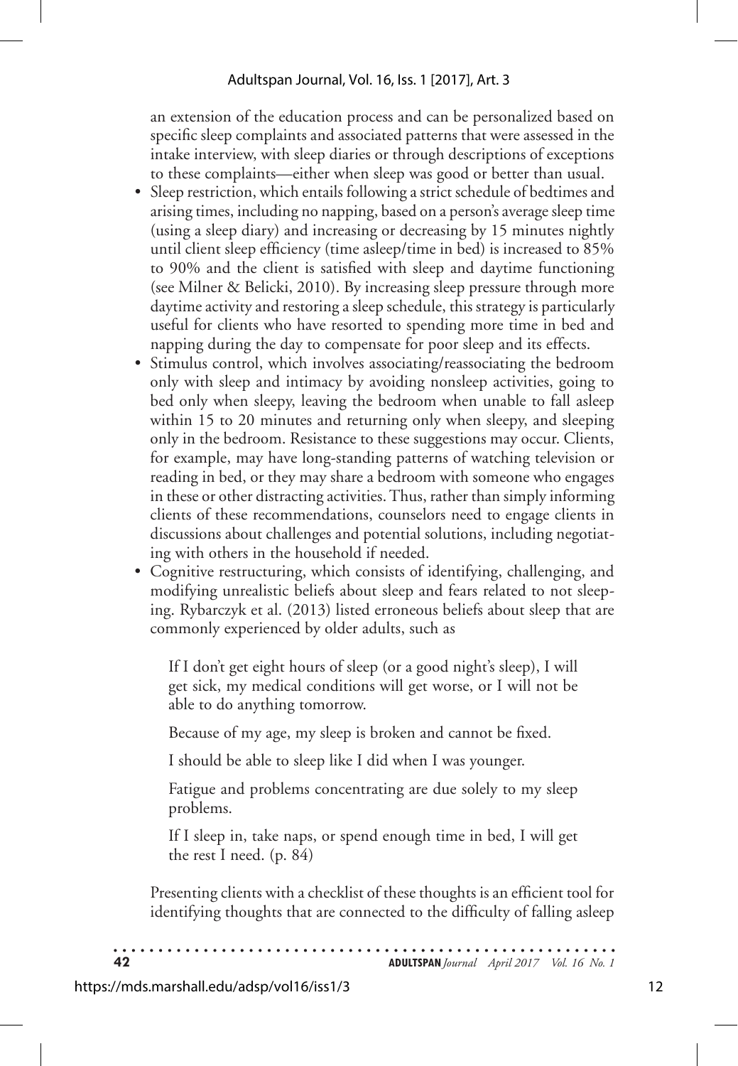an extension of the education process and can be personalized based on specific sleep complaints and associated patterns that were assessed in the intake interview, with sleep diaries or through descriptions of exceptions to these complaints—either when sleep was good or better than usual.

- Sleep restriction, which entails following a strict schedule of bedtimes and arising times, including no napping, based on a person's average sleep time (using a sleep diary) and increasing or decreasing by 15 minutes nightly until client sleep efficiency (time asleep/time in bed) is increased to 85% to 90% and the client is satisfied with sleep and daytime functioning (see Milner & Belicki, 2010). By increasing sleep pressure through more daytime activity and restoring a sleep schedule, this strategy is particularly useful for clients who have resorted to spending more time in bed and napping during the day to compensate for poor sleep and its effects.
- Stimulus control, which involves associating/reassociating the bedroom only with sleep and intimacy by avoiding nonsleep activities, going to bed only when sleepy, leaving the bedroom when unable to fall asleep within 15 to 20 minutes and returning only when sleepy, and sleeping only in the bedroom. Resistance to these suggestions may occur. Clients, for example, may have long-standing patterns of watching television or reading in bed, or they may share a bedroom with someone who engages in these or other distracting activities. Thus, rather than simply informing clients of these recommendations, counselors need to engage clients in discussions about challenges and potential solutions, including negotiating with others in the household if needed.
- Cognitive restructuring, which consists of identifying, challenging, and modifying unrealistic beliefs about sleep and fears related to not sleeping. Rybarczyk et al. (2013) listed erroneous beliefs about sleep that are commonly experienced by older adults, such as

> If I don't get eight hours of sleep (or a good night's sleep), I will get sick, my medical conditions will get worse, or I will not be able to do anything tomorrow.
>
> Because of my age, my sleep is broken and cannot be fixed.
>
> I should be able to sleep like I did when I was younger.
>
> Fatigue and problems concentrating are due solely to my sleep problems.
>
> If I sleep in, take naps, or spend enough time in bed, I will get the rest I need. (p. 84)

Presenting clients with a checklist of these thoughts is an efficient tool for identifying thoughts that are connected to the difficulty of falling asleep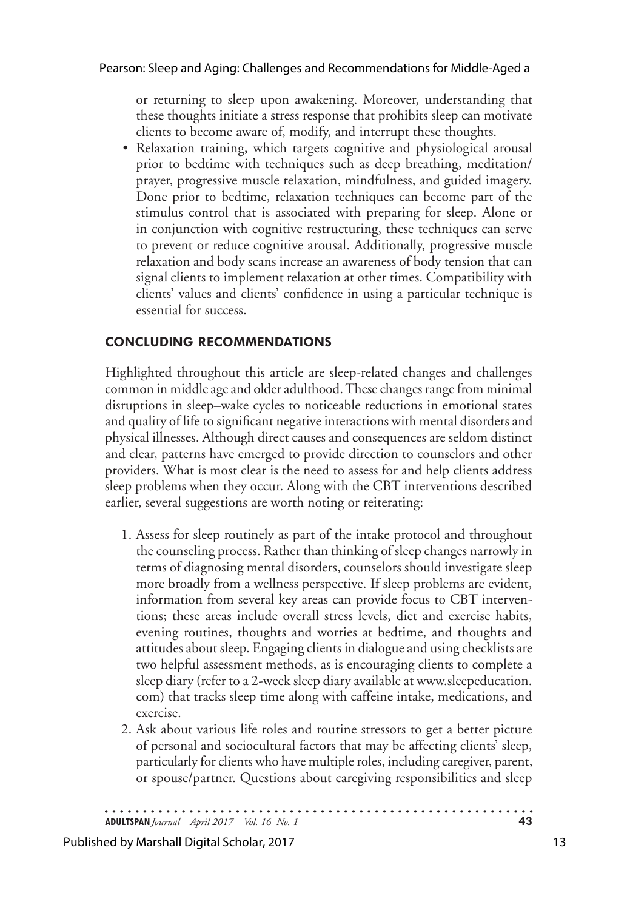or returning to sleep upon awakening. Moreover, understanding that these thoughts initiate a stress response that prohibits sleep can motivate clients to become aware of, modify, and interrupt these thoughts.

- Relaxation training, which targets cognitive and physiological arousal prior to bedtime with techniques such as deep breathing, meditation/prayer, progressive muscle relaxation, mindfulness, and guided imagery. Done prior to bedtime, relaxation techniques can become part of the stimulus control that is associated with preparing for sleep. Alone or in conjunction with cognitive restructuring, these techniques can serve to prevent or reduce cognitive arousal. Additionally, progressive muscle relaxation and body scans increase an awareness of body tension that can signal clients to implement relaxation at other times. Compatibility with clients' values and clients' confidence in using a particular technique is essential for success.

## CONCLUDING RECOMMENDATIONS

Highlighted throughout this article are sleep-related changes and challenges common in middle age and older adulthood. These changes range from minimal disruptions in sleep–wake cycles to noticeable reductions in emotional states and quality of life to significant negative interactions with mental disorders and physical illnesses. Although direct causes and consequences are seldom distinct and clear, patterns have emerged to provide direction to counselors and other providers. What is most clear is the need to assess for and help clients address sleep problems when they occur. Along with the CBT interventions described earlier, several suggestions are worth noting or reiterating:

1. Assess for sleep routinely as part of the intake protocol and throughout the counseling process. Rather than thinking of sleep changes narrowly in terms of diagnosing mental disorders, counselors should investigate sleep more broadly from a wellness perspective. If sleep problems are evident, information from several key areas can provide focus to CBT interventions; these areas include overall stress levels, diet and exercise habits, evening routines, thoughts and worries at bedtime, and thoughts and attitudes about sleep. Engaging clients in dialogue and using checklists are two helpful assessment methods, as is encouraging clients to complete a sleep diary (refer to a 2-week sleep diary available at www.sleepeducation.com) that tracks sleep time along with caffeine intake, medications, and exercise.
2. Ask about various life roles and routine stressors to get a better picture of personal and sociocultural factors that may be affecting clients' sleep, particularly for clients who have multiple roles, including caregiver, parent, or spouse/partner. Questions about caregiving responsibilities and sleep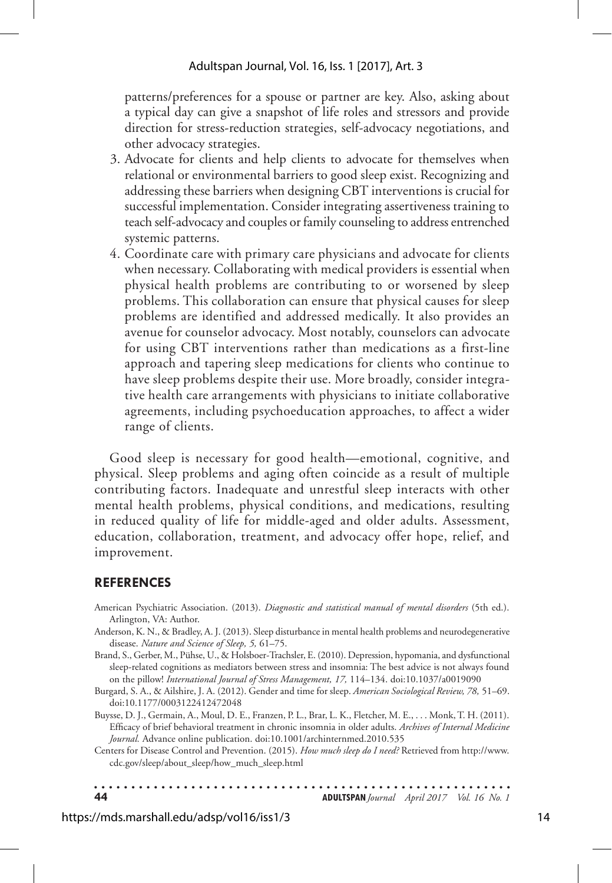patterns/preferences for a spouse or partner are key. Also, asking about a typical day can give a snapshot of life roles and stressors and provide direction for stress-reduction strategies, self-advocacy negotiations, and other advocacy strategies.

3. Advocate for clients and help clients to advocate for themselves when relational or environmental barriers to good sleep exist. Recognizing and addressing these barriers when designing CBT interventions is crucial for successful implementation. Consider integrating assertiveness training to teach self-advocacy and couples or family counseling to address entrenched systemic patterns.
4. Coordinate care with primary care physicians and advocate for clients when necessary. Collaborating with medical providers is essential when physical health problems are contributing to or worsened by sleep problems. This collaboration can ensure that physical causes for sleep problems are identified and addressed medically. It also provides an avenue for counselor advocacy. Most notably, counselors can advocate for using CBT interventions rather than medications as a first-line approach and tapering sleep medications for clients who continue to have sleep problems despite their use. More broadly, consider integrative health care arrangements with physicians to initiate collaborative agreements, including psychoeducation approaches, to affect a wider range of clients.

Good sleep is necessary for good health—emotional, cognitive, and physical. Sleep problems and aging often coincide as a result of multiple contributing factors. Inadequate and unrestful sleep interacts with other mental health problems, physical conditions, and medications, resulting in reduced quality of life for middle-aged and older adults. Assessment, education, collaboration, treatment, and advocacy offer hope, relief, and improvement.

## REFERENCES

American Psychiatric Association. (2013). *Diagnostic and statistical manual of mental disorders* (5th ed.). Arlington, VA: Author.

Anderson, K. N., & Bradley, A. J. (2013). Sleep disturbance in mental health problems and neurodegenerative disease. *Nature and Science of Sleep, 5,* 61–75.

Brand, S., Gerber, M., Pühse, U., & Holsboer-Trachsler, E. (2010). Depression, hypomania, and dysfunctional sleep-related cognitions as mediators between stress and insomnia: The best advice is not always found on the pillow! *International Journal of Stress Management, 17,* 114–134. doi:10.1037/a0019090

Burgard, S. A., & Ailshire, J. A. (2012). Gender and time for sleep. *American Sociological Review, 78,* 51–69. doi:10.1177/0003122412472048

Buysse, D. J., Germain, A., Moul, D. E., Franzen, P. L., Brar, L. K., Fletcher, M. E., . . . Monk, T. H. (2011). Efficacy of brief behavioral treatment in chronic insomnia in older adults. *Archives of Internal Medicine Journal.* Advance online publication. doi:10.1001/archinternmed.2010.535

Centers for Disease Control and Prevention. (2015). *How much sleep do I need?* Retrieved from http://www.cdc.gov/sleep/about_sleep/how_much_sleep.html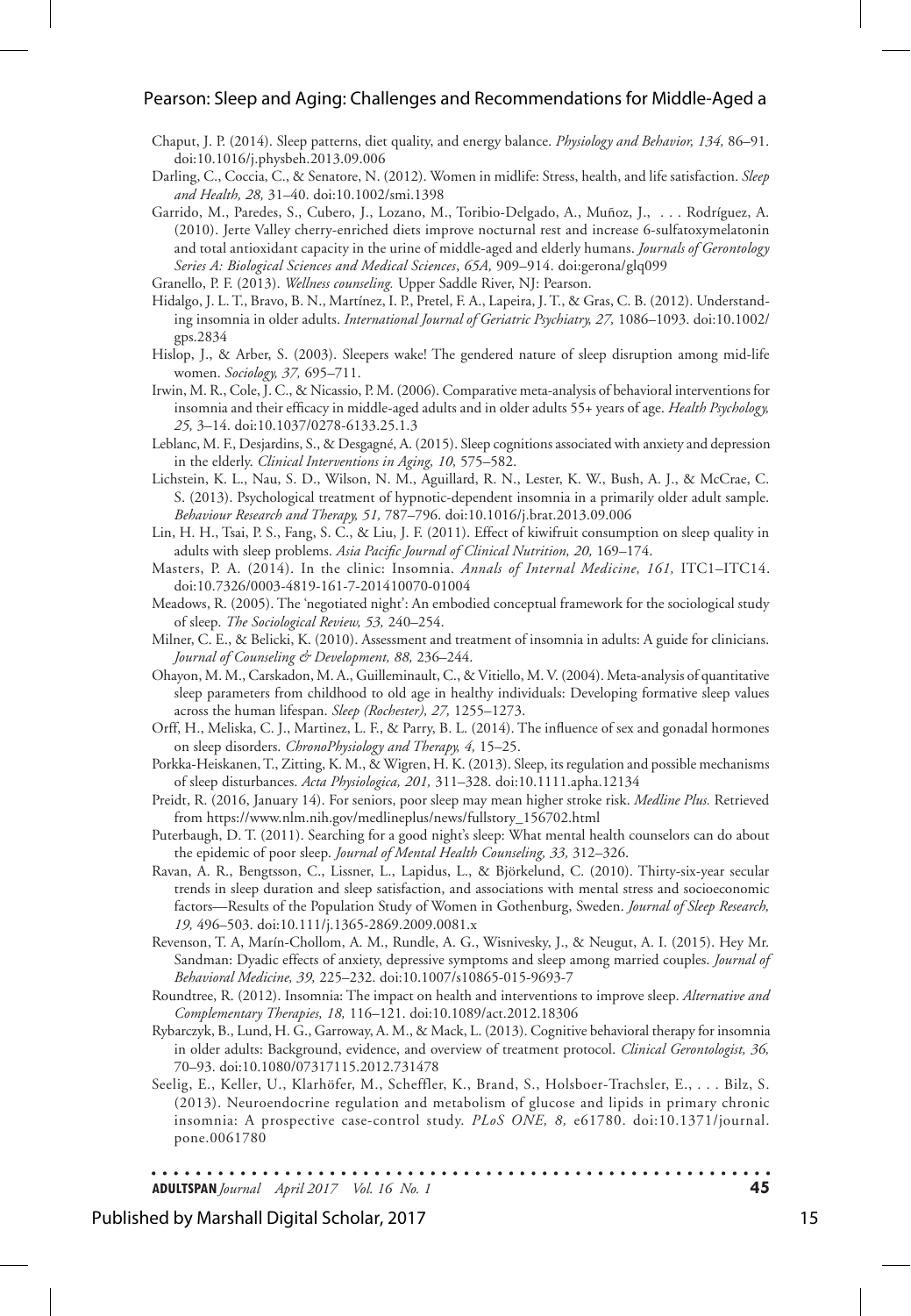Chaput, J. P. (2014). Sleep patterns, diet quality, and energy balance. *Physiology and Behavior, 134,* 86–91. doi:10.1016/j.physbeh.2013.09.006

Darling, C., Coccia, C., & Senatore, N. (2012). Women in midlife: Stress, health, and life satisfaction. *Sleep and Health, 28,* 31–40. doi:10.1002/smi.1398

Garrido, M., Paredes, S., Cubero, J., Lozano, M., Toribio-Delgado, A., Muñoz, J., . . . Rodríguez, A. (2010). Jerte Valley cherry-enriched diets improve nocturnal rest and increase 6-sulfatoxymelatonin and total antioxidant capacity in the urine of middle-aged and elderly humans. *Journals of Gerontology Series A: Biological Sciences and Medical Sciences*, *65A,* 909–914. doi:gerona/glq099

Granello, P. F. (2013). *Wellness counseling.* Upper Saddle River, NJ: Pearson.

Hidalgo, J. L. T., Bravo, B. N., Martínez, I. P., Pretel, F. A., Lapeira, J. T., & Gras, C. B. (2012). Understanding insomnia in older adults. *International Journal of Geriatric Psychiatry, 27,* 1086–1093. doi:10.1002/gps.2834

Hislop, J., & Arber, S. (2003). Sleepers wake! The gendered nature of sleep disruption among mid-life women. *Sociology, 37,* 695–711.

Irwin, M. R., Cole, J. C., & Nicassio, P. M. (2006). Comparative meta-analysis of behavioral interventions for insomnia and their efficacy in middle-aged adults and in older adults 55+ years of age. *Health Psychology, 25,* 3–14. doi:10.1037/0278-6133.25.1.3

Leblanc, M. F., Desjardins, S., & Desgagné, A. (2015). Sleep cognitions associated with anxiety and depression in the elderly. *Clinical Interventions in Aging, 10,* 575–582.

Lichstein, K. L., Nau, S. D., Wilson, N. M., Aguillard, R. N., Lester, K. W., Bush, A. J., & McCrae, C. S. (2013). Psychological treatment of hypnotic-dependent insomnia in a primarily older adult sample. *Behaviour Research and Therapy, 51,* 787–796. doi:10.1016/j.brat.2013.09.006

Lin, H. H., Tsai, P. S., Fang, S. C., & Liu, J. F. (2011). Effect of kiwifruit consumption on sleep quality in adults with sleep problems. *Asia Pacific Journal of Clinical Nutrition, 20,* 169–174.

Masters, P. A. (2014). In the clinic: Insomnia. *Annals of Internal Medicine, 161,* ITC1–ITC14. doi:10.7326/0003-4819-161-7-201410070-01004

Meadows, R. (2005). The 'negotiated night': An embodied conceptual framework for the sociological study of sleep. *The Sociological Review, 53,* 240–254.

Milner, C. E., & Belicki, K. (2010). Assessment and treatment of insomnia in adults: A guide for clinicians. *Journal of Counseling & Development, 88,* 236–244.

Ohayon, M. M., Carskadon, M. A., Guilleminault, C., & Vitiello, M. V. (2004). Meta-analysis of quantitative sleep parameters from childhood to old age in healthy individuals: Developing formative sleep values across the human lifespan. *Sleep (Rochester), 27,* 1255–1273.

Orff, H., Meliska, C. J., Martinez, L. F., & Parry, B. L. (2014). The influence of sex and gonadal hormones on sleep disorders. *ChronoPhysiology and Therapy, 4,* 15–25.

Porkka-Heiskanen, T., Zitting, K. M., & Wigren, H. K. (2013). Sleep, its regulation and possible mechanisms of sleep disturbances. *Acta Physiologica, 201,* 311–328. doi:10.1111.apha.12134

Preidt, R. (2016, January 14). For seniors, poor sleep may mean higher stroke risk. *Medline Plus.* Retrieved from https://www.nlm.nih.gov/medlineplus/news/fullstory_156702.html

Puterbaugh, D. T. (2011). Searching for a good night's sleep: What mental health counselors can do about the epidemic of poor sleep. *Journal of Mental Health Counseling, 33,* 312–326.

Ravan, A. R., Bengtsson, C., Lissner, L., Lapidus, L., & Björkelund, C. (2010). Thirty-six-year secular trends in sleep duration and sleep satisfaction, and associations with mental stress and socioeconomic factors—Results of the Population Study of Women in Gothenburg, Sweden. *Journal of Sleep Research, 19,* 496–503. doi:10.111/j.1365-2869.2009.0081.x

Revenson, T. A, Marín-Chollom, A. M., Rundle, A. G., Wisnivesky, J., & Neugut, A. I. (2015). Hey Mr. Sandman: Dyadic effects of anxiety, depressive symptoms and sleep among married couples. *Journal of Behavioral Medicine, 39,* 225–232. doi:10.1007/s10865-015-9693-7

Roundtree, R. (2012). Insomnia: The impact on health and interventions to improve sleep. *Alternative and Complementary Therapies, 18,* 116–121. doi:10.1089/act.2012.18306

Rybarczyk, B., Lund, H. G., Garroway, A. M., & Mack, L. (2013). Cognitive behavioral therapy for insomnia in older adults: Background, evidence, and overview of treatment protocol. *Clinical Gerontologist, 36,* 70–93. doi:10.1080/07317115.2012.731478

Seelig, E., Keller, U., Klarhöfer, M., Scheffler, K., Brand, S., Holsboer-Trachsler, E., . . . Bilz, S. (2013). Neuroendocrine regulation and metabolism of glucose and lipids in primary chronic insomnia: A prospective case-control study. *PLoS ONE, 8,* e61780. doi:10.1371/journal.pone.0061780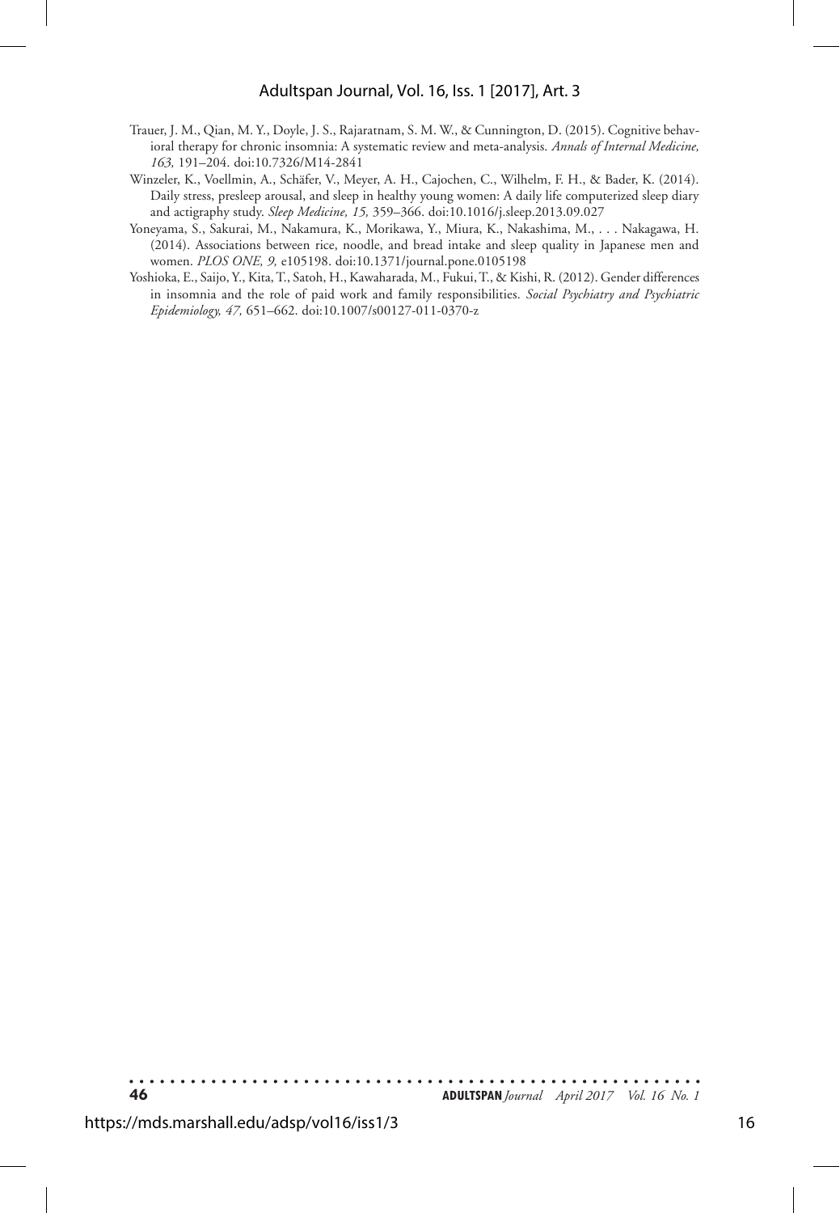Trauer, J. M., Qian, M. Y., Doyle, J. S., Rajaratnam, S. M. W., & Cunnington, D. (2015). Cognitive behavioral therapy for chronic insomnia: A systematic review and meta-analysis. *Annals of Internal Medicine, 163,* 191–204. doi:10.7326/M14-2841

Winzeler, K., Voellmin, A., Schäfer, V., Meyer, A. H., Cajochen, C., Wilhelm, F. H., & Bader, K. (2014). Daily stress, presleep arousal, and sleep in healthy young women: A daily life computerized sleep diary and actigraphy study. *Sleep Medicine, 15,* 359–366. doi:10.1016/j.sleep.2013.09.027

Yoneyama, S., Sakurai, M., Nakamura, K., Morikawa, Y., Miura, K., Nakashima, M., . . . Nakagawa, H. (2014). Associations between rice, noodle, and bread intake and sleep quality in Japanese men and women. *PLOS ONE, 9,* e105198. doi:10.1371/journal.pone.0105198

Yoshioka, E., Saijo, Y., Kita, T., Satoh, H., Kawaharada, M., Fukui, T., & Kishi, R. (2012). Gender differences in insomnia and the role of paid work and family responsibilities. *Social Psychiatry and Psychiatric Epidemiology, 47,* 651–662. doi:10.1007/s00127-011-0370-z